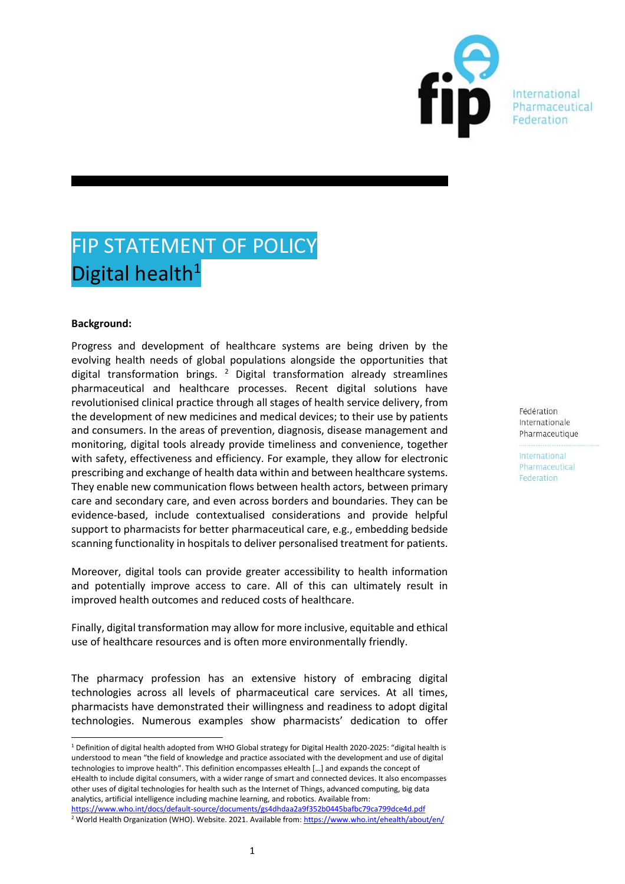# FIP STATEMENT OF POLICY
## Digital health[1]

**Background:**

Progress and development of healthcare systems are being driven by the evolving health needs of global populations alongside the opportunities that digital transformation brings. [2] Digital transformation already streamlines pharmaceutical and healthcare processes. Recent digital solutions have revolutionised clinical practice through all stages of health service delivery, from the development of new medicines and medical devices; to their use by patients and consumers. In the areas of prevention, diagnosis, disease management and monitoring, digital tools already provide timeliness and convenience, together with safety, effectiveness and efficiency. For example, they allow for electronic prescribing and exchange of health data within and between healthcare systems. They enable new communication flows between health actors, between primary care and secondary care, and even across borders and boundaries. They can be evidence-based, include contextualised considerations and provide helpful support to pharmacists for better pharmaceutical care, e.g., embedding bedside scanning functionality in hospitals to deliver personalised treatment for patients.

Moreover, digital tools can provide greater accessibility to health information and potentially improve access to care. All of this can ultimately result in improved health outcomes and reduced costs of healthcare.

Finally, digital transformation may allow for more inclusive, equitable and ethical use of healthcare resources and is often more environmentally friendly.

The pharmacy profession has an extensive history of embracing digital technologies across all levels of pharmaceutical care services. At all times, pharmacists have demonstrated their willingness and readiness to adopt digital technologies. Numerous examples show pharmacists' dedication to offer

---

[1] Definition of digital health adopted from WHO Global strategy for Digital Health 2020-2025: "digital health is understood to mean "the field of knowledge and practice associated with the development and use of digital technologies to improve health". This definition encompasses eHealth […] and expands the concept of eHealth to include digital consumers, with a wider range of smart and connected devices. It also encompasses other uses of digital technologies for health such as the Internet of Things, advanced computing, big data analytics, artificial intelligence including machine learning, and robotics. Available from: https://www.who.int/docs/default-source/documents/gs4dhdaa2a9f352b0445bafbc79ca799dce4d.pdf

[2] World Health Organization (WHO). Website. 2021. Available from: https://www.who.int/ehealth/about/en/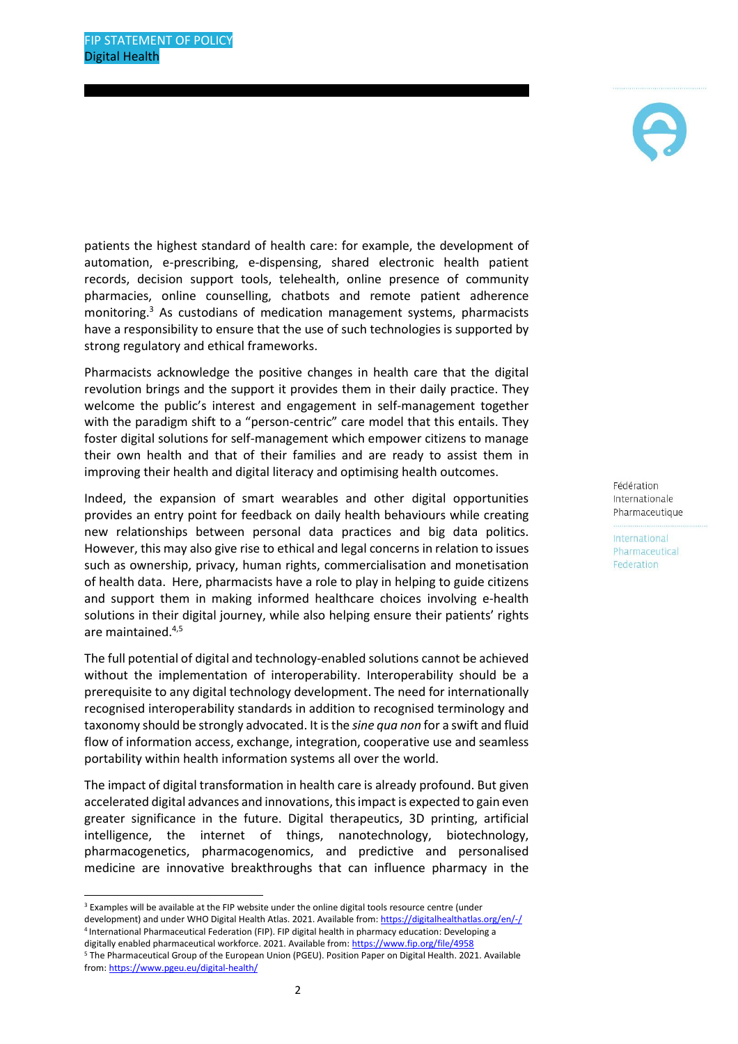patients the highest standard of health care: for example, the development of automation, e-prescribing, e-dispensing, shared electronic health patient records, decision support tools, telehealth, online presence of community pharmacies, online counselling, chatbots and remote patient adherence monitoring.[3] As custodians of medication management systems, pharmacists have a responsibility to ensure that the use of such technologies is supported by strong regulatory and ethical frameworks.

Pharmacists acknowledge the positive changes in health care that the digital revolution brings and the support it provides them in their daily practice. They welcome the public's interest and engagement in self-management together with the paradigm shift to a "person-centric" care model that this entails. They foster digital solutions for self-management which empower citizens to manage their own health and that of their families and are ready to assist them in improving their health and digital literacy and optimising health outcomes.

Indeed, the expansion of smart wearables and other digital opportunities provides an entry point for feedback on daily health behaviours while creating new relationships between personal data practices and big data politics. However, this may also give rise to ethical and legal concerns in relation to issues such as ownership, privacy, human rights, commercialisation and monetisation of health data. Here, pharmacists have a role to play in helping to guide citizens and support them in making informed healthcare choices involving e-health solutions in their digital journey, while also helping ensure their patients' rights are maintained.[4,5]

The full potential of digital and technology-enabled solutions cannot be achieved without the implementation of interoperability. Interoperability should be a prerequisite to any digital technology development. The need for internationally recognised interoperability standards in addition to recognised terminology and taxonomy should be strongly advocated. It is the *sine qua non* for a swift and fluid flow of information access, exchange, integration, cooperative use and seamless portability within health information systems all over the world.

The impact of digital transformation in health care is already profound. But given accelerated digital advances and innovations, this impact is expected to gain even greater significance in the future. Digital therapeutics, 3D printing, artificial intelligence, the internet of things, nanotechnology, biotechnology, pharmacogenetics, pharmacogenomics, and predictive and personalised medicine are innovative breakthroughs that can influence pharmacy in the

---

[3] Examples will be available at the FIP website under the online digital tools resource centre (under development) and under WHO Digital Health Atlas. 2021. Available from: https://digitalhealthatlas.org/en/-/

[4] International Pharmaceutical Federation (FIP). FIP digital health in pharmacy education: Developing a digitally enabled pharmaceutical workforce. 2021. Available from: https://www.fip.org/file/4958

[5] The Pharmaceutical Group of the European Union (PGEU). Position Paper on Digital Health. 2021. Available from: https://www.pgeu.eu/digital-health/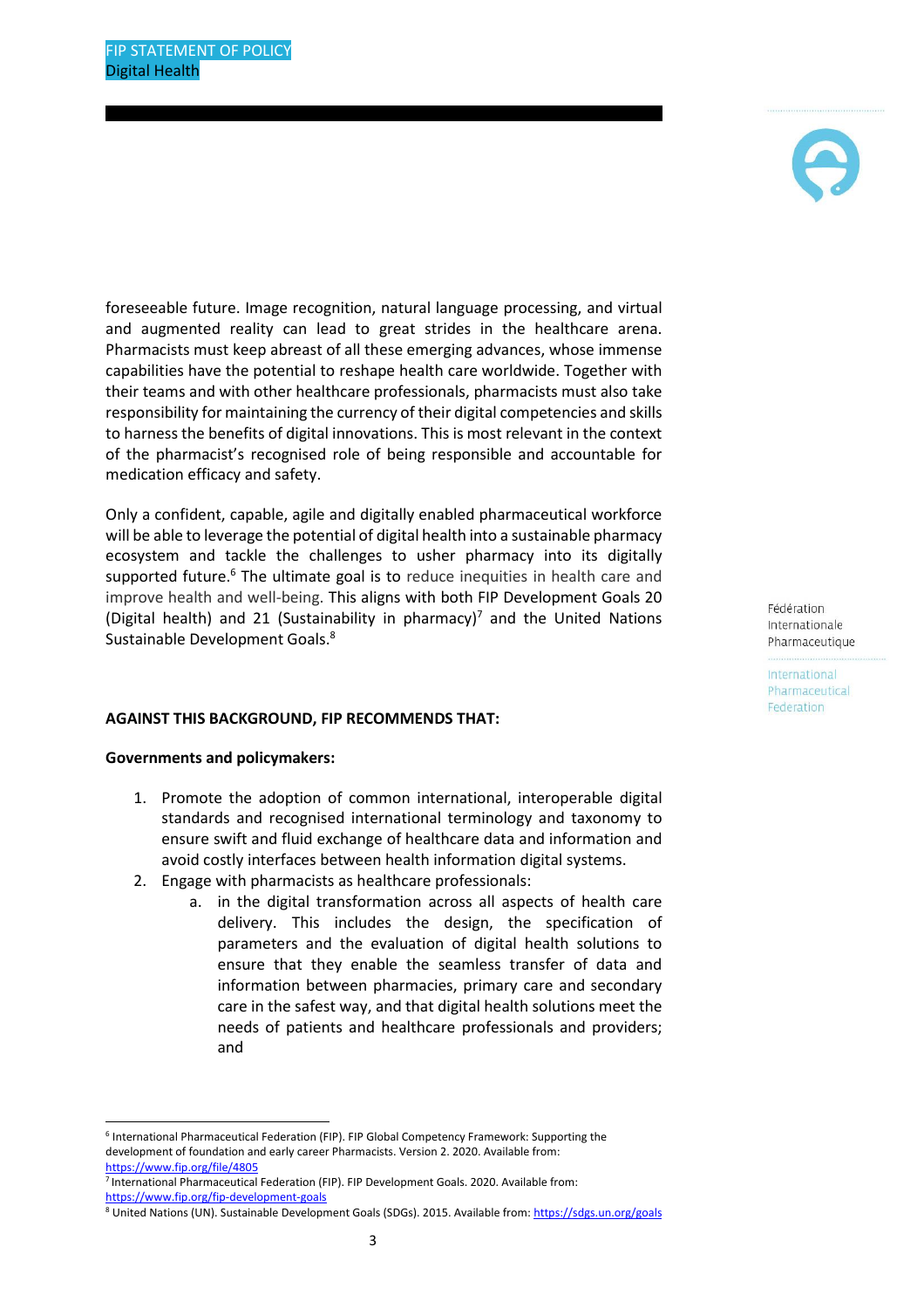foreseeable future. Image recognition, natural language processing, and virtual and augmented reality can lead to great strides in the healthcare arena. Pharmacists must keep abreast of all these emerging advances, whose immense capabilities have the potential to reshape health care worldwide. Together with their teams and with other healthcare professionals, pharmacists must also take responsibility for maintaining the currency of their digital competencies and skills to harness the benefits of digital innovations. This is most relevant in the context of the pharmacist's recognised role of being responsible and accountable for medication efficacy and safety.

Only a confident, capable, agile and digitally enabled pharmaceutical workforce will be able to leverage the potential of digital health into a sustainable pharmacy ecosystem and tackle the challenges to usher pharmacy into its digitally supported future.[6] The ultimate goal is to reduce inequities in health care and improve health and well-being. This aligns with both FIP Development Goals 20 (Digital health) and 21 (Sustainability in pharmacy)[7] and the United Nations Sustainable Development Goals.[8]

**AGAINST THIS BACKGROUND, FIP RECOMMENDS THAT:**

**Governments and policymakers:**

1. Promote the adoption of common international, interoperable digital standards and recognised international terminology and taxonomy to ensure swift and fluid exchange of healthcare data and information and avoid costly interfaces between health information digital systems.
2. Engage with pharmacists as healthcare professionals:
   a. in the digital transformation across all aspects of health care delivery. This includes the design, the specification of parameters and the evaluation of digital health solutions to ensure that they enable the seamless transfer of data and information between pharmacies, primary care and secondary care in the safest way, and that digital health solutions meet the needs of patients and healthcare professionals and providers; and

---

[6] International Pharmaceutical Federation (FIP). FIP Global Competency Framework: Supporting the development of foundation and early career Pharmacists. Version 2. 2020. Available from: https://www.fip.org/file/4805

[7] International Pharmaceutical Federation (FIP). FIP Development Goals. 2020. Available from: https://www.fip.org/fip-development-goals

[8] United Nations (UN). Sustainable Development Goals (SDGs). 2015. Available from: https://sdgs.un.org/goals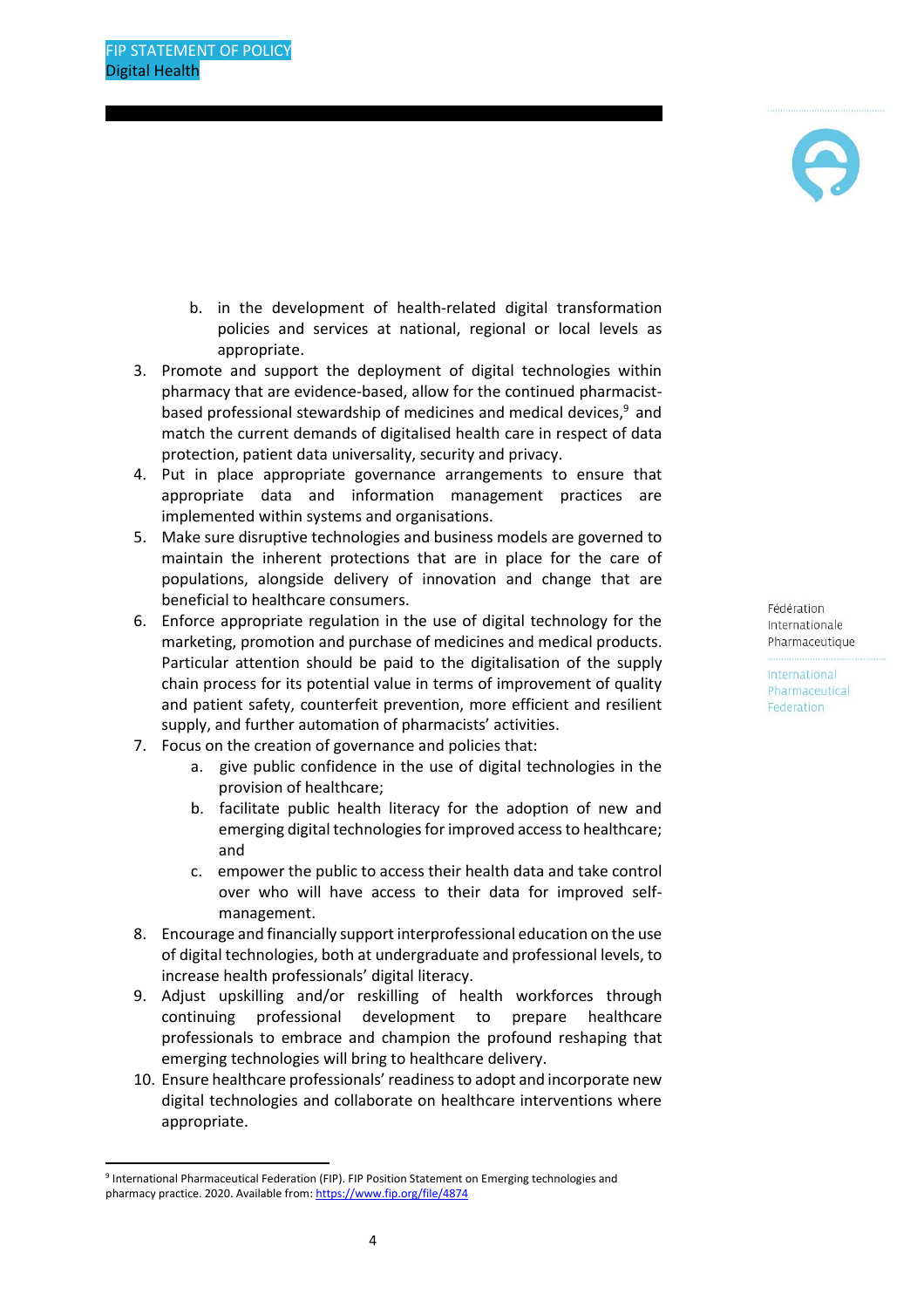b. in the development of health-related digital transformation policies and services at national, regional or local levels as appropriate.

3. Promote and support the deployment of digital technologies within pharmacy that are evidence-based, allow for the continued pharmacist-based professional stewardship of medicines and medical devices,[9] and match the current demands of digitalised health care in respect of data protection, patient data universality, security and privacy.
4. Put in place appropriate governance arrangements to ensure that appropriate data and information management practices are implemented within systems and organisations.
5. Make sure disruptive technologies and business models are governed to maintain the inherent protections that are in place for the care of populations, alongside delivery of innovation and change that are beneficial to healthcare consumers.
6. Enforce appropriate regulation in the use of digital technology for the marketing, promotion and purchase of medicines and medical products. Particular attention should be paid to the digitalisation of the supply chain process for its potential value in terms of improvement of quality and patient safety, counterfeit prevention, more efficient and resilient supply, and further automation of pharmacists' activities.
7. Focus on the creation of governance and policies that:
   a. give public confidence in the use of digital technologies in the provision of healthcare;
   b. facilitate public health literacy for the adoption of new and emerging digital technologies for improved access to healthcare; and
   c. empower the public to access their health data and take control over who will have access to their data for improved self-management.
8. Encourage and financially support interprofessional education on the use of digital technologies, both at undergraduate and professional levels, to increase health professionals' digital literacy.
9. Adjust upskilling and/or reskilling of health workforces through continuing professional development to prepare healthcare professionals to embrace and champion the profound reshaping that emerging technologies will bring to healthcare delivery.
10. Ensure healthcare professionals' readiness to adopt and incorporate new digital technologies and collaborate on healthcare interventions where appropriate.

---

[9] International Pharmaceutical Federation (FIP). FIP Position Statement on Emerging technologies and pharmacy practice. 2020. Available from: https://www.fip.org/file/4874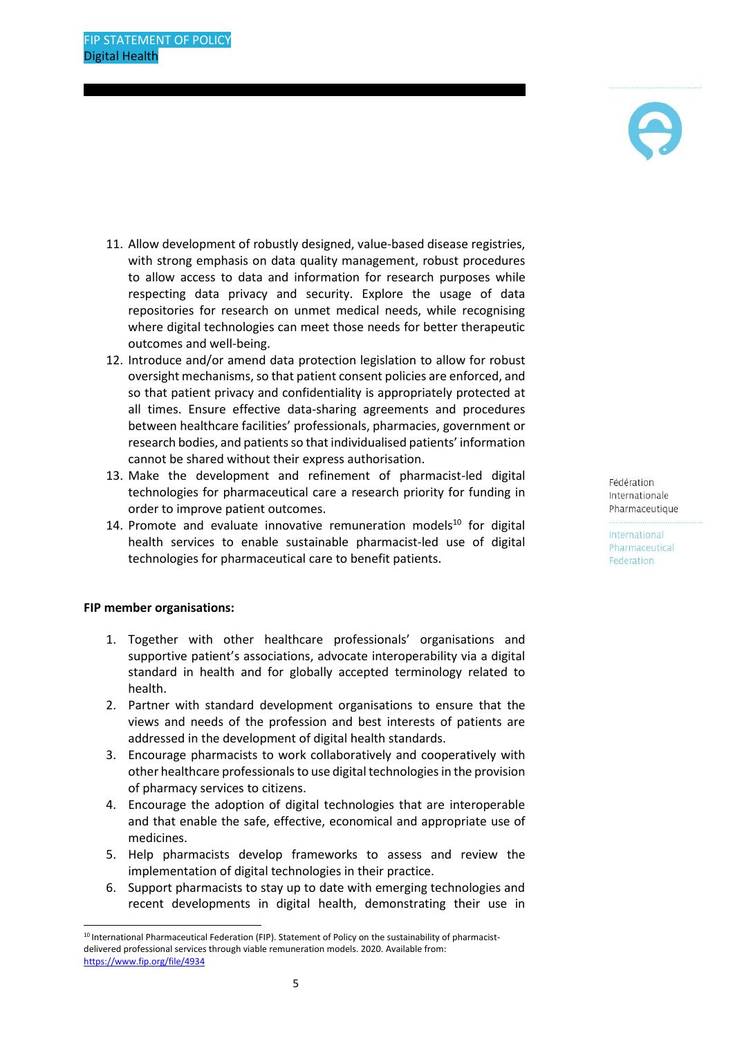11. Allow development of robustly designed, value-based disease registries, with strong emphasis on data quality management, robust procedures to allow access to data and information for research purposes while respecting data privacy and security. Explore the usage of data repositories for research on unmet medical needs, while recognising where digital technologies can meet those needs for better therapeutic outcomes and well-being.
12. Introduce and/or amend data protection legislation to allow for robust oversight mechanisms, so that patient consent policies are enforced, and so that patient privacy and confidentiality is appropriately protected at all times. Ensure effective data-sharing agreements and procedures between healthcare facilities' professionals, pharmacies, government or research bodies, and patients so that individualised patients' information cannot be shared without their express authorisation.
13. Make the development and refinement of pharmacist-led digital technologies for pharmaceutical care a research priority for funding in order to improve patient outcomes.
14. Promote and evaluate innovative remuneration models[10] for digital health services to enable sustainable pharmacist-led use of digital technologies for pharmaceutical care to benefit patients.

**FIP member organisations:**

1. Together with other healthcare professionals' organisations and supportive patient's associations, advocate interoperability via a digital standard in health and for globally accepted terminology related to health.
2. Partner with standard development organisations to ensure that the views and needs of the profession and best interests of patients are addressed in the development of digital health standards.
3. Encourage pharmacists to work collaboratively and cooperatively with other healthcare professionals to use digital technologies in the provision of pharmacy services to citizens.
4. Encourage the adoption of digital technologies that are interoperable and that enable the safe, effective, economical and appropriate use of medicines.
5. Help pharmacists develop frameworks to assess and review the implementation of digital technologies in their practice.
6. Support pharmacists to stay up to date with emerging technologies and recent developments in digital health, demonstrating their use in

[10] International Pharmaceutical Federation (FIP). Statement of Policy on the sustainability of pharmacist-delivered professional services through viable remuneration models. 2020. Available from: https://www.fip.org/file/4934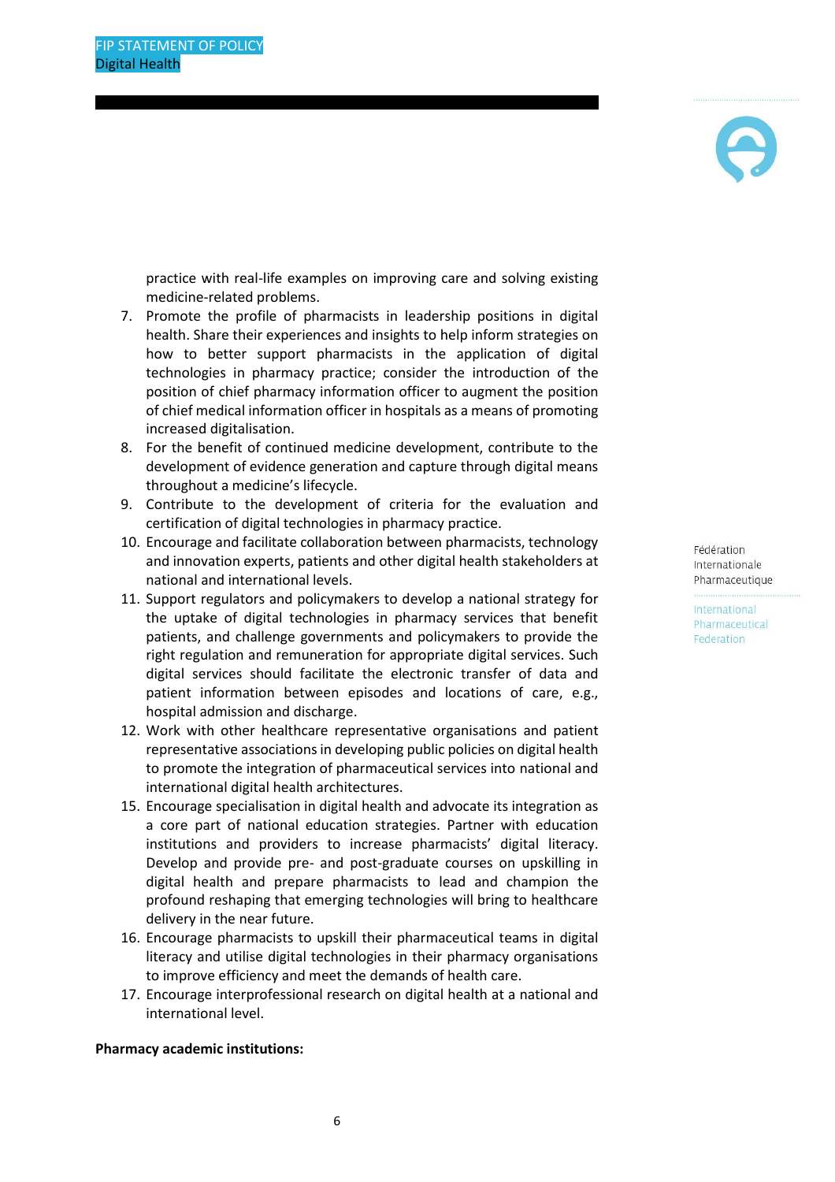practice with real-life examples on improving care and solving existing medicine-related problems.

7. Promote the profile of pharmacists in leadership positions in digital health. Share their experiences and insights to help inform strategies on how to better support pharmacists in the application of digital technologies in pharmacy practice; consider the introduction of the position of chief pharmacy information officer to augment the position of chief medical information officer in hospitals as a means of promoting increased digitalisation.
8. For the benefit of continued medicine development, contribute to the development of evidence generation and capture through digital means throughout a medicine's lifecycle.
9. Contribute to the development of criteria for the evaluation and certification of digital technologies in pharmacy practice.
10. Encourage and facilitate collaboration between pharmacists, technology and innovation experts, patients and other digital health stakeholders at national and international levels.
11. Support regulators and policymakers to develop a national strategy for the uptake of digital technologies in pharmacy services that benefit patients, and challenge governments and policymakers to provide the right regulation and remuneration for appropriate digital services. Such digital services should facilitate the electronic transfer of data and patient information between episodes and locations of care, e.g., hospital admission and discharge.
12. Work with other healthcare representative organisations and patient representative associations in developing public policies on digital health to promote the integration of pharmaceutical services into national and international digital health architectures.
15. Encourage specialisation in digital health and advocate its integration as a core part of national education strategies. Partner with education institutions and providers to increase pharmacists' digital literacy. Develop and provide pre- and post-graduate courses on upskilling in digital health and prepare pharmacists to lead and champion the profound reshaping that emerging technologies will bring to healthcare delivery in the near future.
16. Encourage pharmacists to upskill their pharmaceutical teams in digital literacy and utilise digital technologies in their pharmacy organisations to improve efficiency and meet the demands of health care.
17. Encourage interprofessional research on digital health at a national and international level.

**Pharmacy academic institutions:**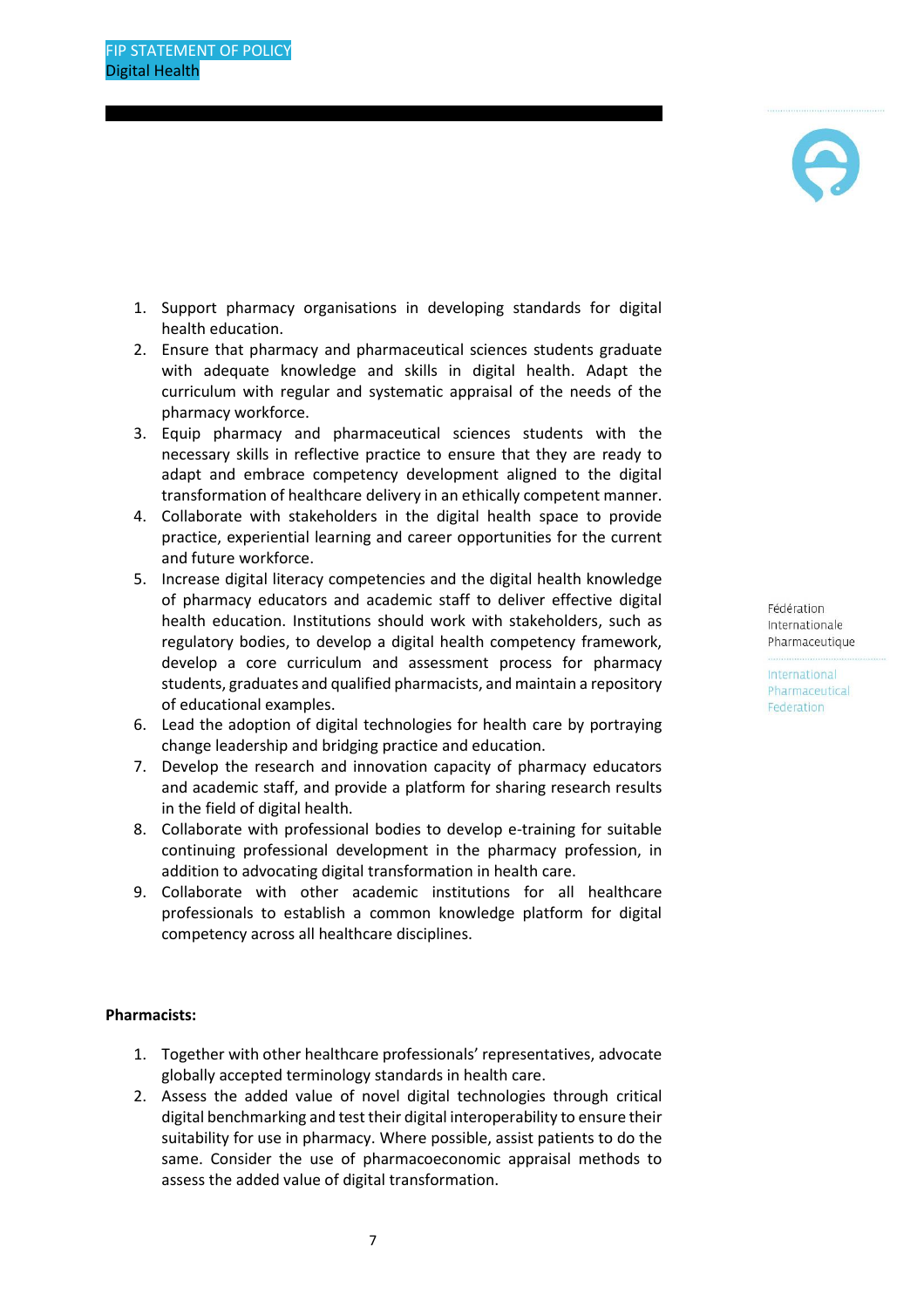1. Support pharmacy organisations in developing standards for digital health education.
2. Ensure that pharmacy and pharmaceutical sciences students graduate with adequate knowledge and skills in digital health. Adapt the curriculum with regular and systematic appraisal of the needs of the pharmacy workforce.
3. Equip pharmacy and pharmaceutical sciences students with the necessary skills in reflective practice to ensure that they are ready to adapt and embrace competency development aligned to the digital transformation of healthcare delivery in an ethically competent manner.
4. Collaborate with stakeholders in the digital health space to provide practice, experiential learning and career opportunities for the current and future workforce.
5. Increase digital literacy competencies and the digital health knowledge of pharmacy educators and academic staff to deliver effective digital health education. Institutions should work with stakeholders, such as regulatory bodies, to develop a digital health competency framework, develop a core curriculum and assessment process for pharmacy students, graduates and qualified pharmacists, and maintain a repository of educational examples.
6. Lead the adoption of digital technologies for health care by portraying change leadership and bridging practice and education.
7. Develop the research and innovation capacity of pharmacy educators and academic staff, and provide a platform for sharing research results in the field of digital health.
8. Collaborate with professional bodies to develop e-training for suitable continuing professional development in the pharmacy profession, in addition to advocating digital transformation in health care.
9. Collaborate with other academic institutions for all healthcare professionals to establish a common knowledge platform for digital competency across all healthcare disciplines.

**Pharmacists:**

1. Together with other healthcare professionals' representatives, advocate globally accepted terminology standards in health care.
2. Assess the added value of novel digital technologies through critical digital benchmarking and test their digital interoperability to ensure their suitability for use in pharmacy. Where possible, assist patients to do the same. Consider the use of pharmacoeconomic appraisal methods to assess the added value of digital transformation.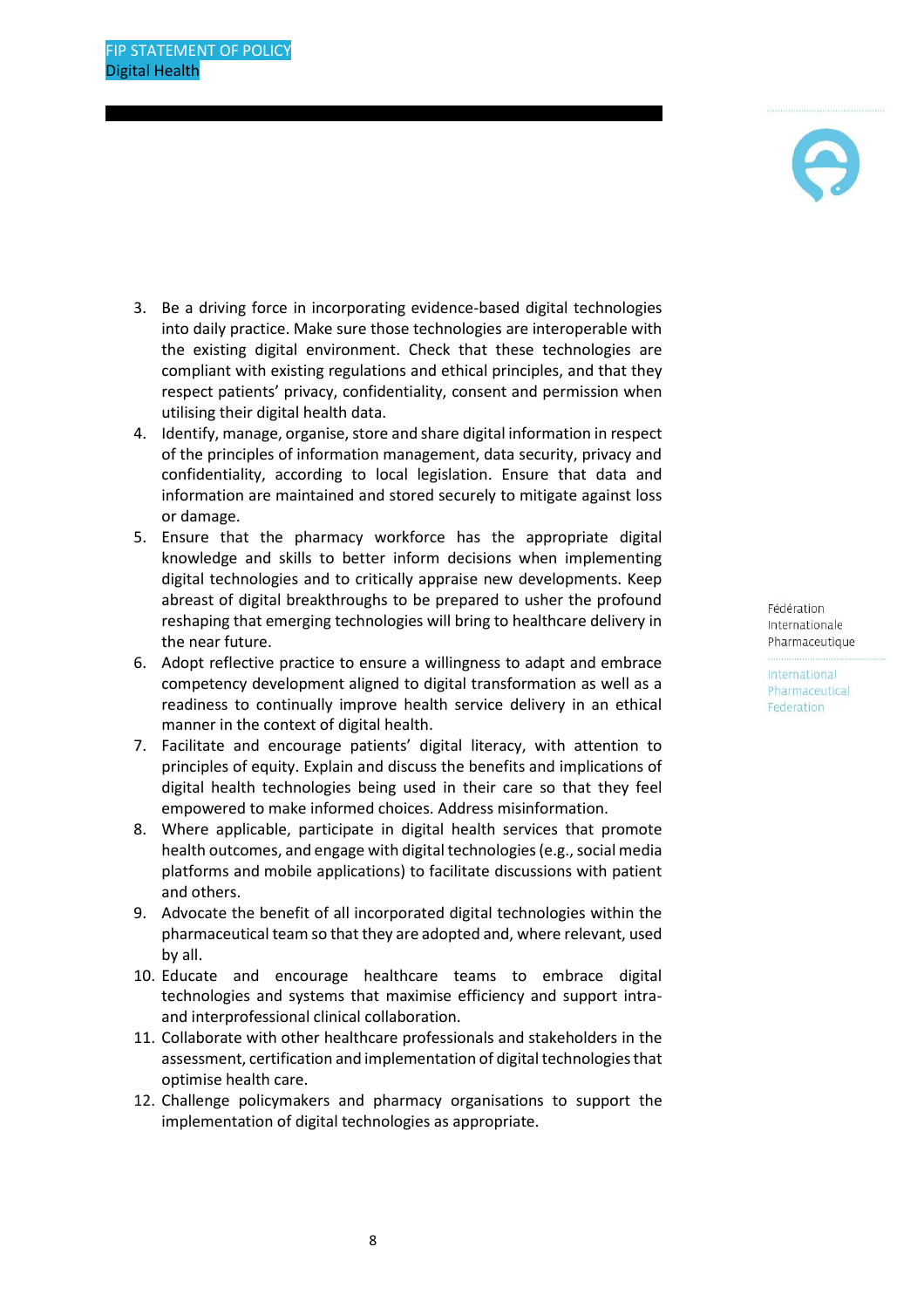3. Be a driving force in incorporating evidence-based digital technologies into daily practice. Make sure those technologies are interoperable with the existing digital environment. Check that these technologies are compliant with existing regulations and ethical principles, and that they respect patients' privacy, confidentiality, consent and permission when utilising their digital health data.
4. Identify, manage, organise, store and share digital information in respect of the principles of information management, data security, privacy and confidentiality, according to local legislation. Ensure that data and information are maintained and stored securely to mitigate against loss or damage.
5. Ensure that the pharmacy workforce has the appropriate digital knowledge and skills to better inform decisions when implementing digital technologies and to critically appraise new developments. Keep abreast of digital breakthroughs to be prepared to usher the profound reshaping that emerging technologies will bring to healthcare delivery in the near future.
6. Adopt reflective practice to ensure a willingness to adapt and embrace competency development aligned to digital transformation as well as a readiness to continually improve health service delivery in an ethical manner in the context of digital health.
7. Facilitate and encourage patients' digital literacy, with attention to principles of equity. Explain and discuss the benefits and implications of digital health technologies being used in their care so that they feel empowered to make informed choices. Address misinformation.
8. Where applicable, participate in digital health services that promote health outcomes, and engage with digital technologies (e.g., social media platforms and mobile applications) to facilitate discussions with patient and others.
9. Advocate the benefit of all incorporated digital technologies within the pharmaceutical team so that they are adopted and, where relevant, used by all.
10. Educate and encourage healthcare teams to embrace digital technologies and systems that maximise efficiency and support intra- and interprofessional clinical collaboration.
11. Collaborate with other healthcare professionals and stakeholders in the assessment, certification and implementation of digital technologies that optimise health care.
12. Challenge policymakers and pharmacy organisations to support the implementation of digital technologies as appropriate.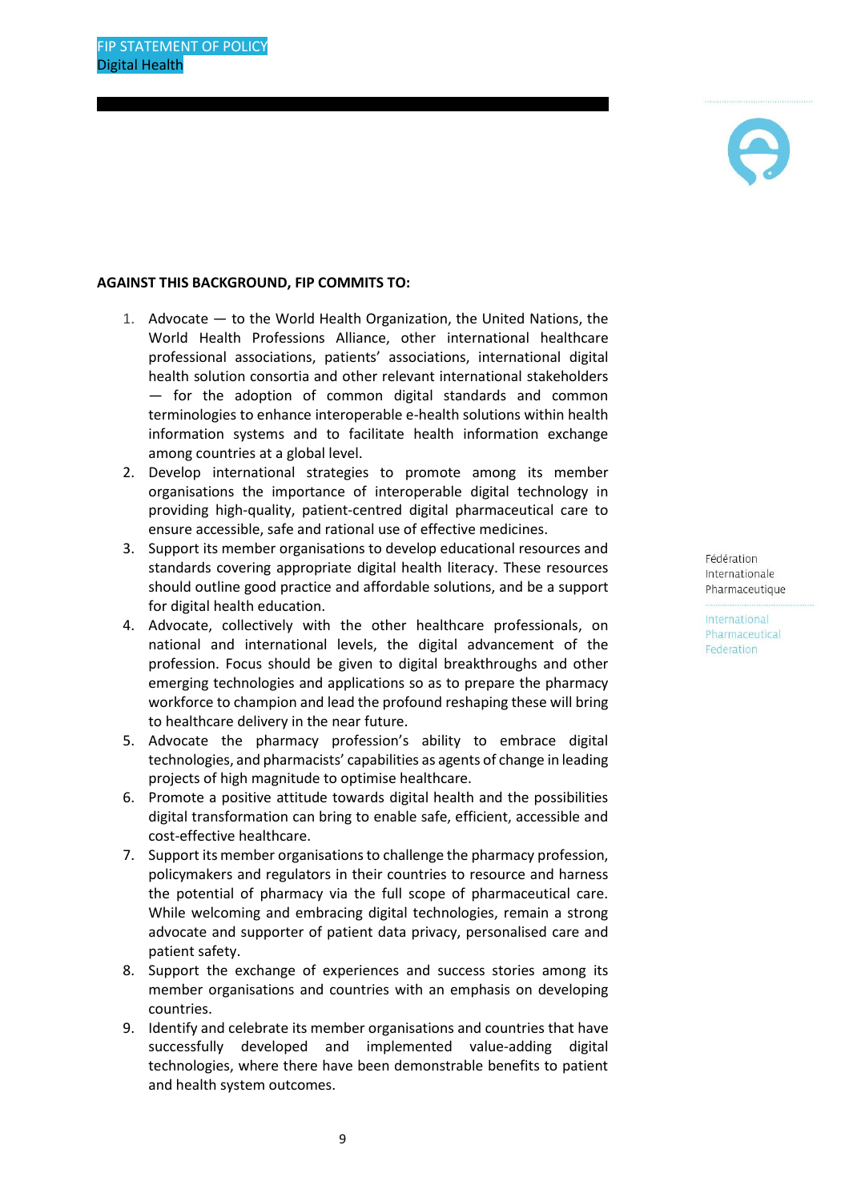**AGAINST THIS BACKGROUND, FIP COMMITS TO:**

1. Advocate — to the World Health Organization, the United Nations, the World Health Professions Alliance, other international healthcare professional associations, patients' associations, international digital health solution consortia and other relevant international stakeholders — for the adoption of common digital standards and common terminologies to enhance interoperable e-health solutions within health information systems and to facilitate health information exchange among countries at a global level.
2. Develop international strategies to promote among its member organisations the importance of interoperable digital technology in providing high-quality, patient-centred digital pharmaceutical care to ensure accessible, safe and rational use of effective medicines.
3. Support its member organisations to develop educational resources and standards covering appropriate digital health literacy. These resources should outline good practice and affordable solutions, and be a support for digital health education.
4. Advocate, collectively with the other healthcare professionals, on national and international levels, the digital advancement of the profession. Focus should be given to digital breakthroughs and other emerging technologies and applications so as to prepare the pharmacy workforce to champion and lead the profound reshaping these will bring to healthcare delivery in the near future.
5. Advocate the pharmacy profession's ability to embrace digital technologies, and pharmacists' capabilities as agents of change in leading projects of high magnitude to optimise healthcare.
6. Promote a positive attitude towards digital health and the possibilities digital transformation can bring to enable safe, efficient, accessible and cost-effective healthcare.
7. Support its member organisations to challenge the pharmacy profession, policymakers and regulators in their countries to resource and harness the potential of pharmacy via the full scope of pharmaceutical care. While welcoming and embracing digital technologies, remain a strong advocate and supporter of patient data privacy, personalised care and patient safety.
8. Support the exchange of experiences and success stories among its member organisations and countries with an emphasis on developing countries.
9. Identify and celebrate its member organisations and countries that have successfully developed and implemented value-adding digital technologies, where there have been demonstrable benefits to patient and health system outcomes.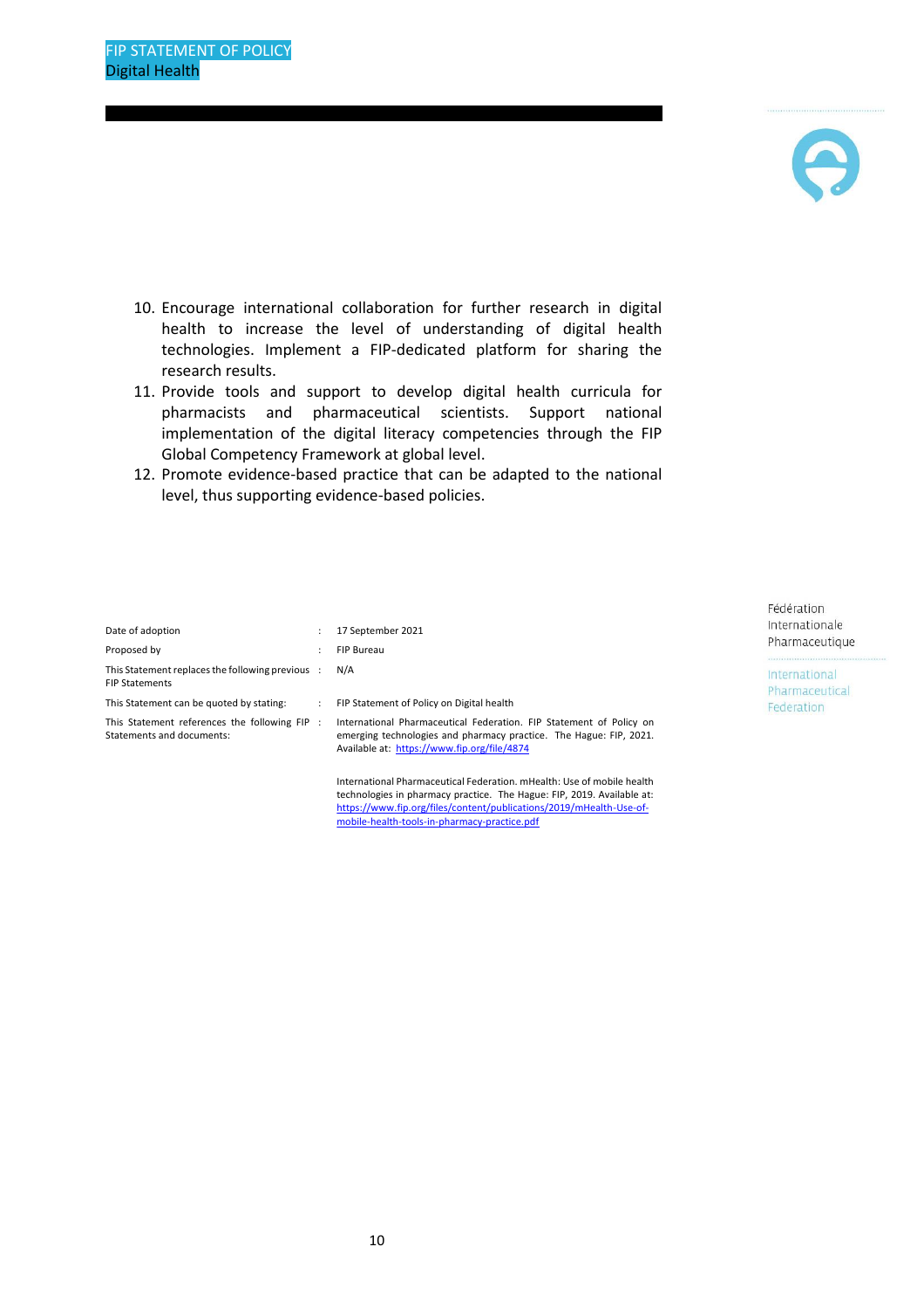10. Encourage international collaboration for further research in digital health to increase the level of understanding of digital health technologies. Implement a FIP-dedicated platform for sharing the research results.
11. Provide tools and support to develop digital health curricula for pharmacists and pharmaceutical scientists. Support national implementation of the digital literacy competencies through the FIP Global Competency Framework at global level.
12. Promote evidence-based practice that can be adapted to the national level, thus supporting evidence-based policies.

| | | |
|---|---|---|
| Date of adoption | : | 17 September 2021 |
| Proposed by | : | FIP Bureau |
| This Statement replaces the following previous FIP Statements | : | N/A |
| This Statement can be quoted by stating: | : | FIP Statement of Policy on Digital health |
| This Statement references the following FIP Statements and documents: | : | International Pharmaceutical Federation. FIP Statement of Policy on emerging technologies and pharmacy practice. The Hague: FIP, 2021. Available at: https://www.fip.org/file/4874<br><br>International Pharmaceutical Federation. mHealth: Use of mobile health technologies in pharmacy practice. The Hague: FIP, 2019. Available at: https://www.fip.org/files/content/publications/2019/mHealth-Use-of-mobile-health-tools-in-pharmacy-practice.pdf |

Fédération Internationale Pharmaceutique

International Pharmaceutical Federation